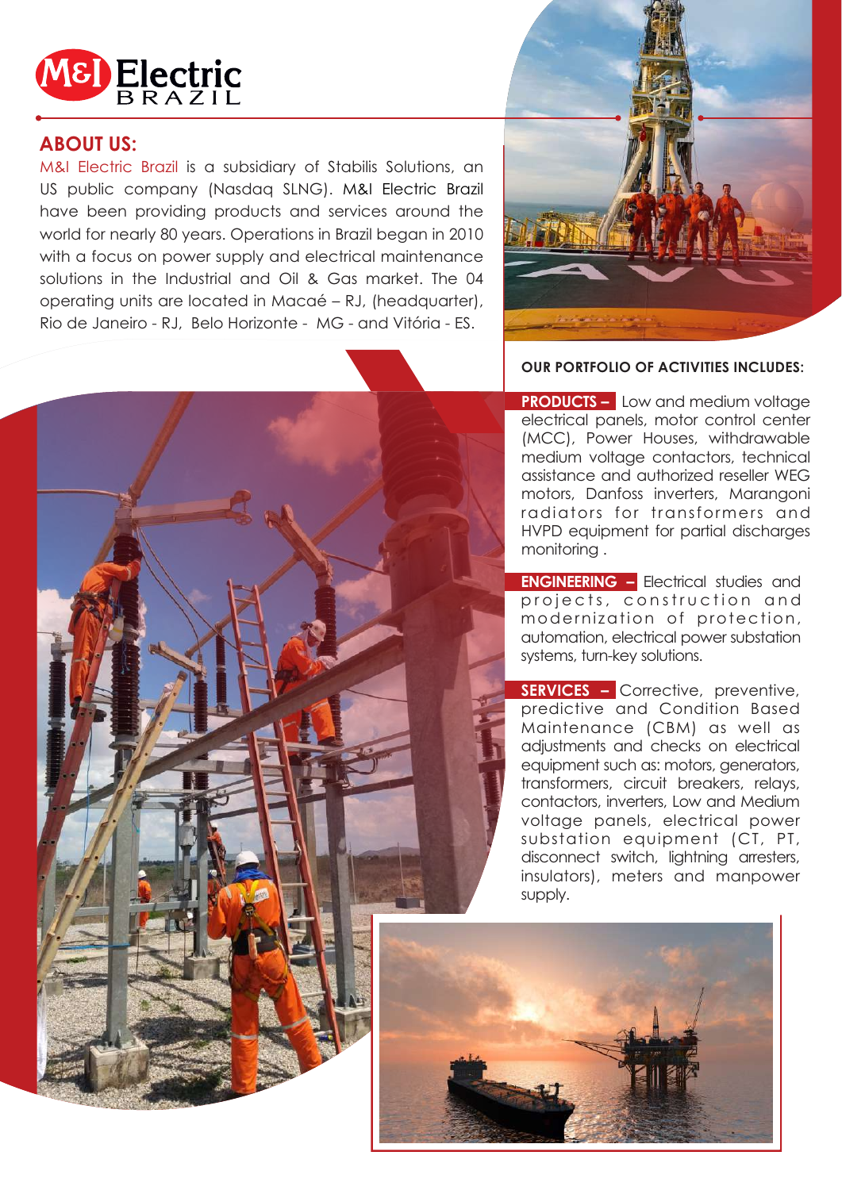# M&I Electric BRAZIL

## ABOUT US:

M&I Electric Brazil is a subsidiary of Stabilis Solutions, an US public company (Nasdaq SLNG). M&I Electric Brazil have been providing products and services around the world for nearly 80 years. Operations in Brazil began in 2010 with a focus on power supply and electrical maintenance solutions in the Industrial and Oil & Gas market. The 04 operating units are located in Macaé – RJ, (headquarter), Rio de Janeiro - RJ, Belo Horizonte - MG - and Vitória - ES.

**OUR PORTFOLIO OF ACTIVITIES INCLUDES:**

**PRODUCTS –** Low and medium voltage electrical panels, motor control center (MCC), Power Houses, withdrawable medium voltage contactors, technical assistance and authorized reseller WEG motors, Danfoss inverters, Marangoni radiators for transformers and HVPD equipment for partial discharges monitoring .

**ENGINEERING –** Electrical studies and projects, construction and modernization of protection, automation, electrical power substation systems, turn-key solutions.

**SERVICES –** Corrective, preventive, predictive and Condition Based Maintenance (CBM) as well as adjustments and checks on electrical equipment such as: motors, generators, transformers, circuit breakers, relays, contactors, inverters, Low and Medium voltage panels, electrical power substation equipment (CT, PT, disconnect switch, lightning arresters, insulators), meters and manpower supply.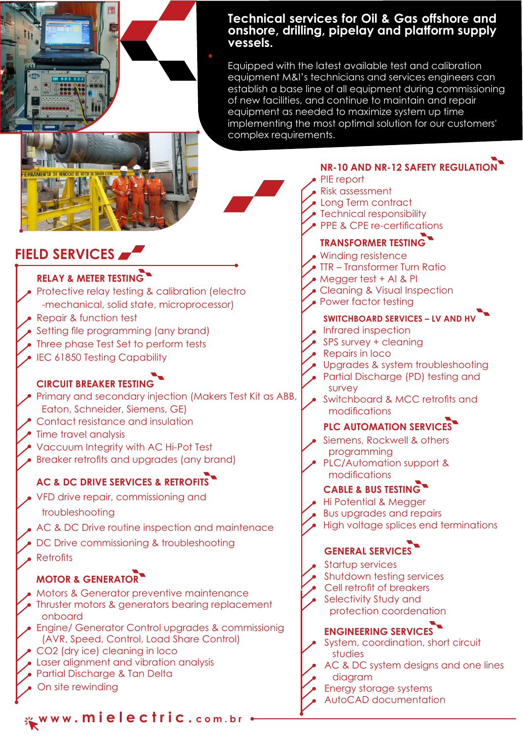**Technical services for Oil & Gas offshore and onshore, drilling, pipelay and platform supply vessels.**

Equipped with the latest available test and calibration equipment M&I's technicians and services engineers can establish a base line of all equipment during commissioning of new facilities, and continue to maintain and repair equipment as needed to maximize system up time implementing the most optimal solution for our customers' complex requirements.

# FIELD SERVICES

### RELAY & METER TESTING

- Protective relay testing & calibration (electro -mechanical, solid state, microprocessor)
- Repair & function test
- Setting file programming (any brand)
- Three phase Test Set to perform tests
- IEC 61850 Testing Capability

### CIRCUIT BREAKER TESTING

- Primary and secondary injection (Makers Test Kit as ABB, Eaton, Schneider, Siemens, GE)
- Contact resistance and insulation
- Time travel analysis
- Vaccuum Integrity with AC Hi-Pot Test
- Breaker retrofits and upgrades (any brand)

### AC & DC DRIVE SERVICES & RETROFITS

- VFD drive repair, commissioning and troubleshooting
- AC & DC Drive routine inspection and maintenace
- DC Drive commissioning & troubleshooting
- Retrofits

### MOTOR & GENERATOR

- Motors & Generator preventive maintenance
- Thruster motors & generators bearing replacement onboard
- Engine/ Generator Control upgrades & commissionig (AVR, Speed, Control, Load Share Control)
- $CO_2$ (dry ice) cleaning in loco
- Laser alignment and vibration analysis
- Partial Discharge & Tan Delta
- On site rewinding

### NR-10 AND NR-12 SAFETY REGULATION

- PIE report
- Risk assessment
- Long Term contract
- Technical responsibility
- PPE & CPE re-certifications

### TRANSFORMER TESTING

- Winding resistence
- TTR – Transformer Turn Ratio
- Megger test + AI & PI
- Cleaning & Visual Inspection
- Power factor testing

### SWITCHBOARD SERVICES – LV AND HV

- Infrared inspection
- SPS survey + cleaning
- Repairs in loco
- Upgrades & system troubleshooting
- Partial Discharge (PD) testing and survey
- Switchboard & MCC retrofits and modifications

### PLC AUTOMATION SERVICES

- Siemens, Rockwell & others programming
- PLC/Automation support & modifications

### CABLE & BUS TESTING

- Hi Potential & Megger
- Bus upgrades and repairs
- High voltage splices end terminations

### GENERAL SERVICES

- Startup services
- Shutdown testing services
- Cell retrofit of breakers
- Selectivity Study and protection coordination

### ENGINEERING SERVICES

- System, coordination, short circuit studies
- AC & DC system designs and one lines diagram
- Energy storage systems
- AutoCAD documentation

www.mielectric.com.br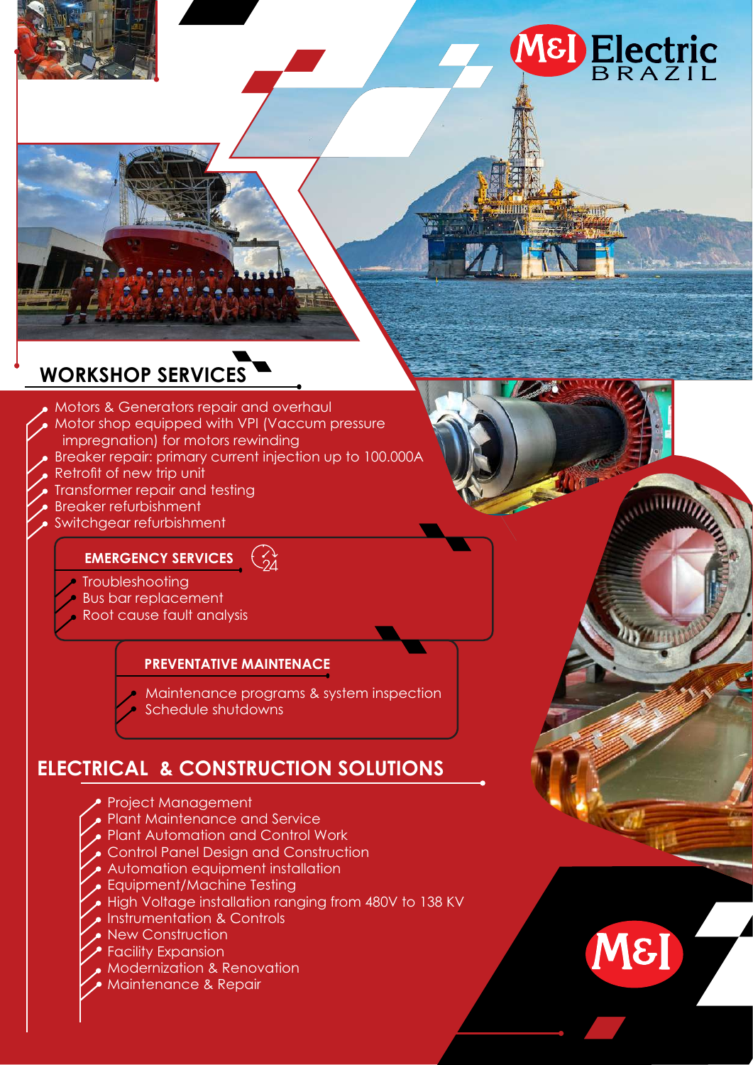M&I Electric BRAZIL

## WORKSHOP SERVICES

- Motors & Generators repair and overhaul
- Motor shop equipped with VPI (Vaccum pressure impregnation) for motors rewinding
- Breaker repair: primary current injection up to 100.000A
- Retrofit of new trip unit
- Transformer repair and testing
- Breaker refurbishment
- Switchgear refurbishment

### EMERGENCY SERVICES

- Troubleshooting
- Bus bar replacement
- Root cause fault analysis

### PREVENTATIVE MAINTENACE

- Maintenance programs & system inspection
- Schedule shutdowns

## ELECTRICAL & CONSTRUCTION SOLUTIONS

- Project Management
- Plant Maintenance and Service
- Plant Automation and Control Work
- Control Panel Design and Construction
- Automation equipment installation
- Equipment/Machine Testing
- High Voltage installation ranging from 480V to 138 KV
- Instrumentation & Controls
- New Construction
- Facility Expansion
- Modernization & Renovation
- Maintenance & Repair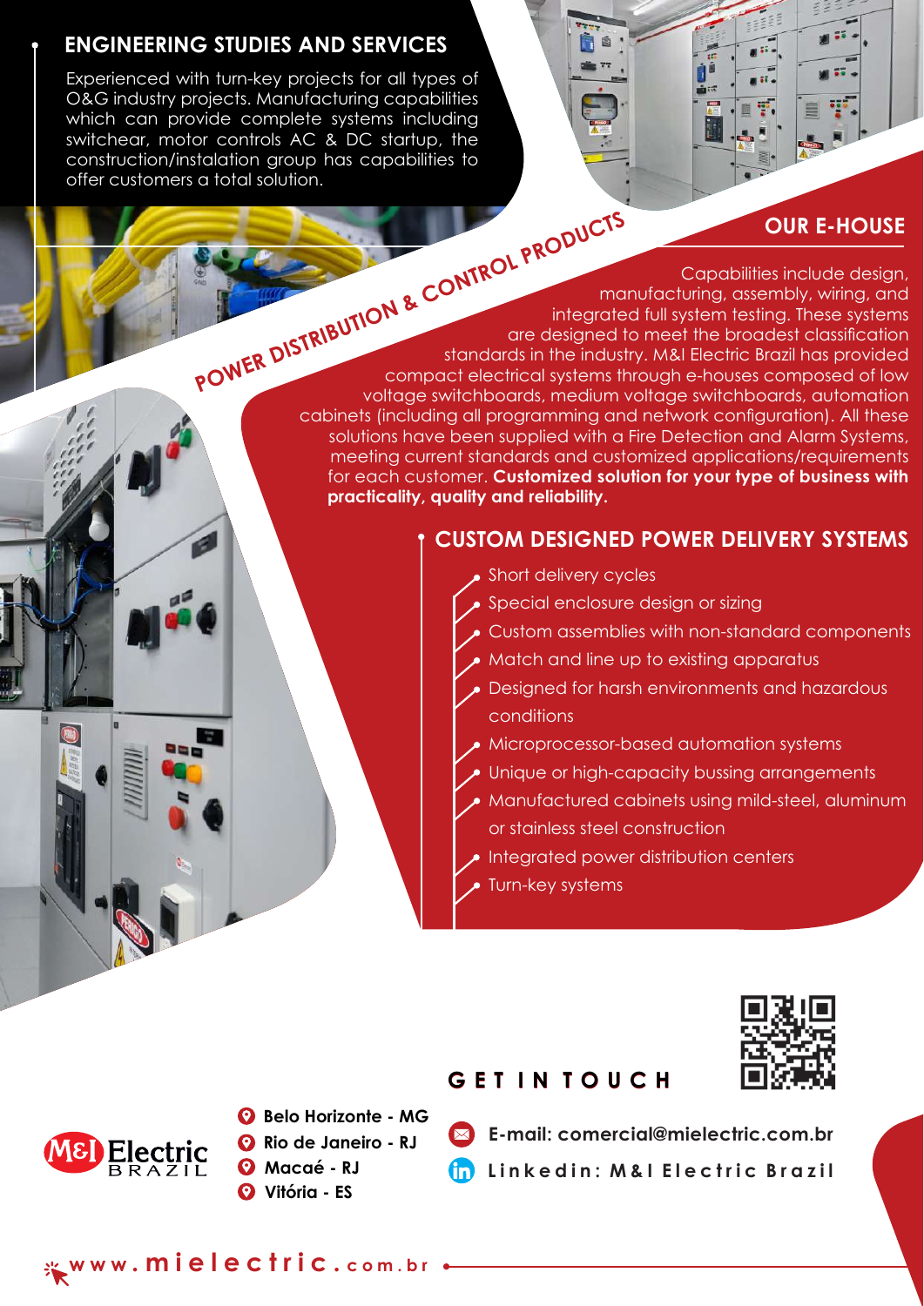## ENGINEERING STUDIES AND SERVICES

Experienced with turn-key projects for all types of O&G industry projects. Manufacturing capabilities which can provide complete systems including switchear, motor controls AC & DC startup, the construction/instalation group has capabilities to offer customers a total solution.

POWER DISTRIBUTION & CONTROL PRODUCTS

## OUR E-HOUSE

Capabilities include design, manufacturing, assembly, wiring, and integrated full system testing. These systems are designed to meet the broadest classification standards in the industry. M&I Electric Brazil has provided compact electrical systems through e-houses composed of low voltage switchboards, medium voltage switchboards, automation cabinets (including all programming and network configuration). All these solutions have been supplied with a Fire Detection and Alarm Systems, meeting current standards and customized applications/requirements for each customer. **Customized solution for your type of business with practicality, quality and reliability.**

## CUSTOM DESIGNED POWER DELIVERY SYSTEMS

- Short delivery cycles
- Special enclosure design or sizing
- Custom assemblies with non-standard components
- Match and line up to existing apparatus
- Designed for harsh environments and hazardous conditions
- Microprocessor-based automation systems
- Unique or high-capacity bussing arrangements
- Manufactured cabinets using mild-steel, aluminum or stainless steel construction
- Integrated power distribution centers
- Turn-key systems

## GET IN TOUCH

M&I Electric BRAZIL

- **Belo Horizonte - MG**
- **Rio de Janeiro - RJ**
- **Macaé - RJ**
- **Vitória - ES**

**E-mail: comercial@mielectric.com.br**

**Linkedin: M&I Electric Brazil**

www.mielectric.com.br